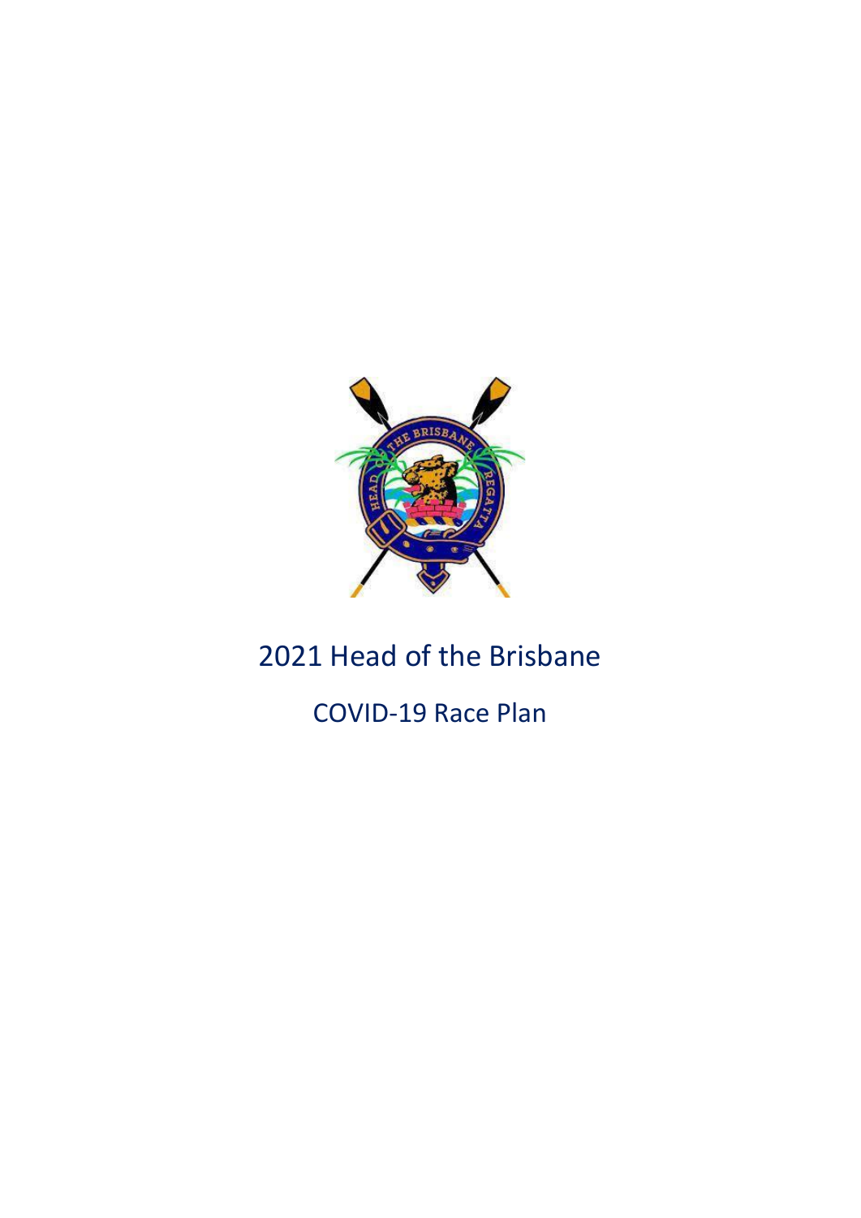# 2021 Head of the Brisbane

## COVID-19 Race Plan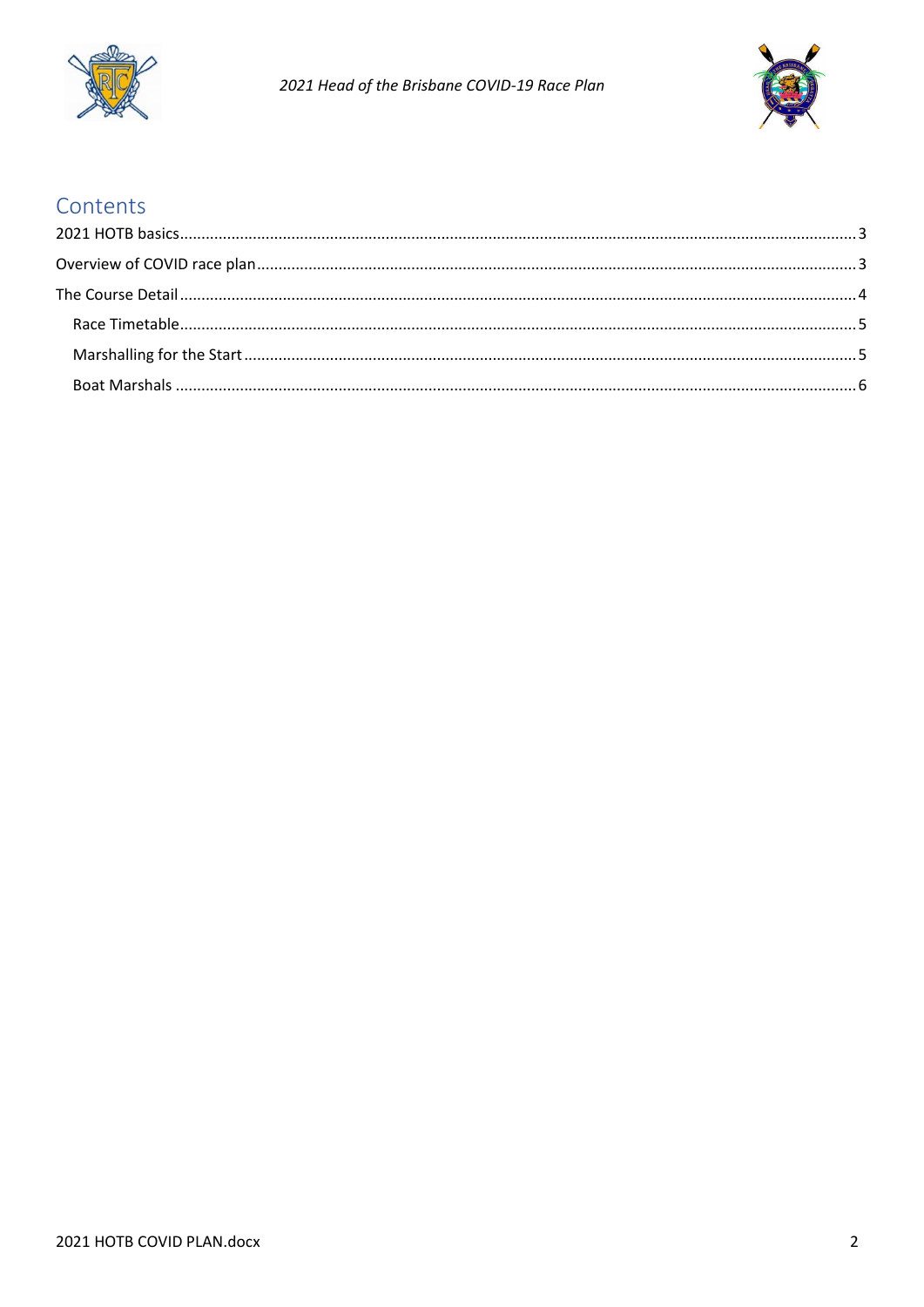# Contents

2021 HOTB basics ..... 3
Overview of COVID race plan ..... 3
The Course Detail ..... 4
  Race Timetable ..... 5
  Marshalling for the Start ..... 5
  Boat Marshals ..... 6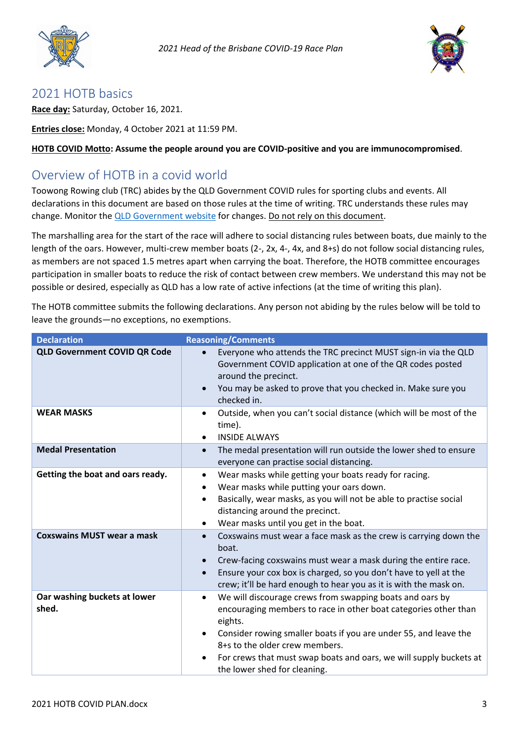## 2021 HOTB basics

**Race day:** Saturday, October 16, 2021.

**Entries close:** Monday, 4 October 2021 at 11:59 PM.

**HOTB COVID Motto: Assume the people around you are COVID-positive and you are immunocompromised**.

## Overview of HOTB in a covid world

Toowong Rowing club (TRC) abides by the QLD Government COVID rules for sporting clubs and events. All declarations in this document are based on those rules at the time of writing. TRC understands these rules may change. Monitor the [QLD Government website](#) for changes. Do not rely on this document.

The marshalling area for the start of the race will adhere to social distancing rules between boats, due mainly to the length of the oars. However, multi-crew member boats (2-, 2x, 4-, 4x, and 8+s) do not follow social distancing rules, as members are not spaced 1.5 metres apart when carrying the boat. Therefore, the HOTB committee encourages participation in smaller boats to reduce the risk of contact between crew members. We understand this may not be possible or desired, especially as QLD has a low rate of active infections (at the time of writing this plan).

The HOTB committee submits the following declarations. Any person not abiding by the rules below will be told to leave the grounds—no exceptions, no exemptions.

| Declaration | Reasoning/Comments |
|---|---|
| **QLD Government COVID QR Code** | • Everyone who attends the TRC precinct MUST sign-in via the QLD Government COVID application at one of the QR codes posted around the precinct.<br>• You may be asked to prove that you checked in. Make sure you checked in. |
| **WEAR MASKS** | • Outside, when you can't social distance (which will be most of the time).<br>• INSIDE ALWAYS |
| **Medal Presentation** | • The medal presentation will run outside the lower shed to ensure everyone can practise social distancing. |
| **Getting the boat and oars ready.** | • Wear masks while getting your boats ready for racing.<br>• Wear masks while putting your oars down.<br>• Basically, wear masks, as you will not be able to practise social distancing around the precinct.<br>• Wear masks until you get in the boat. |
| **Coxswains MUST wear a mask** | • Coxswains must wear a face mask as the crew is carrying down the boat.<br>• Crew-facing coxswains must wear a mask during the entire race.<br>• Ensure your cox box is charged, so you don't have to yell at the crew; it'll be hard enough to hear you as it is with the mask on. |
| **Oar washing buckets at lower shed.** | • We will discourage crews from swapping boats and oars by encouraging members to race in other boat categories other than eights.<br>• Consider rowing smaller boats if you are under 55, and leave the 8+s to the older crew members.<br>• For crews that must swap boats and oars, we will supply buckets at the lower shed for cleaning. |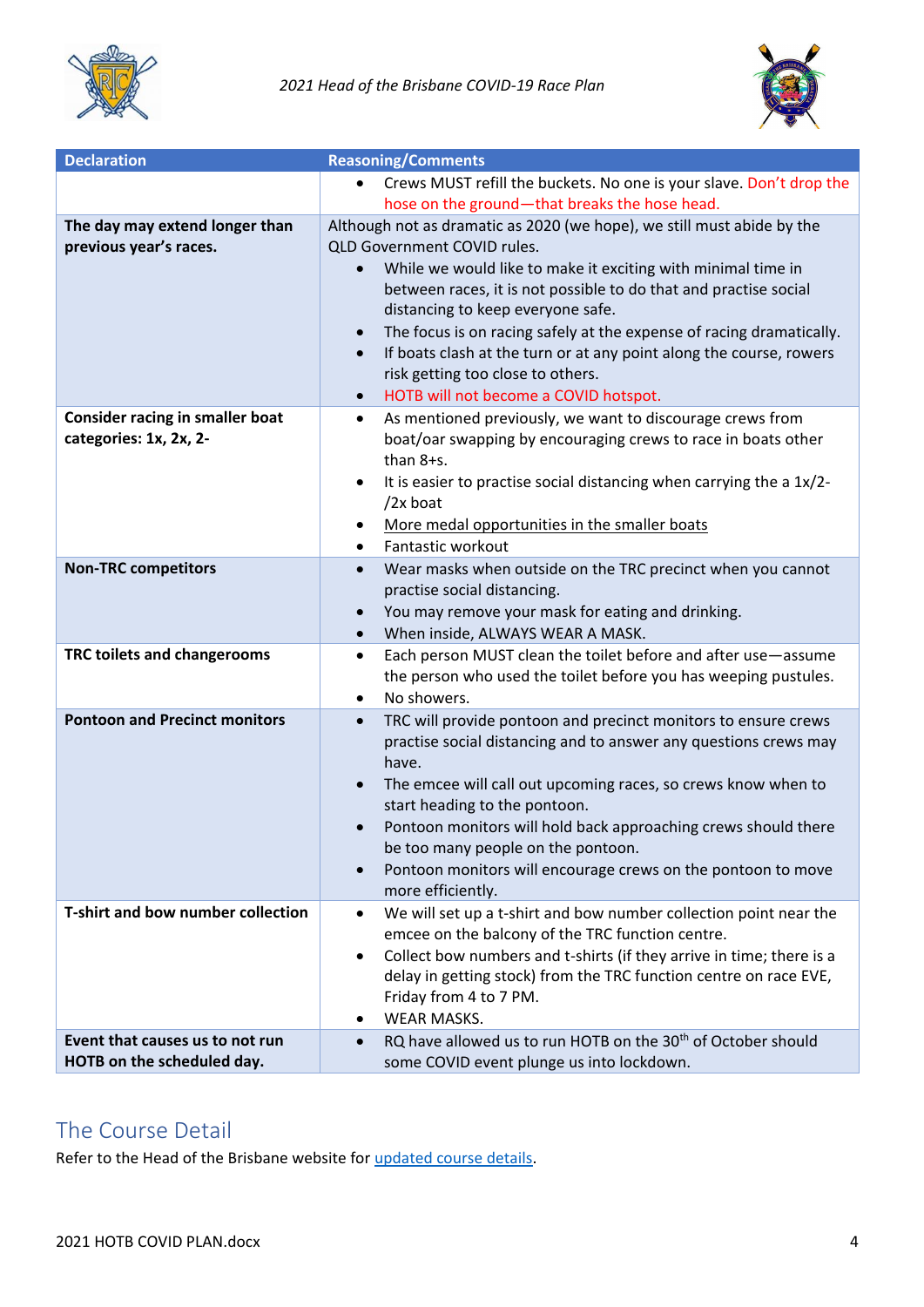| Declaration | Reasoning/Comments |
|---|---|
| | • Crews MUST refill the buckets. No one is your slave. Don't drop the hose on the ground—that breaks the hose head. |
| **The day may extend longer than previous year's races.** | Although not as dramatic as 2020 (we hope), we still must abide by the QLD Government COVID rules. • While we would like to make it exciting with minimal time in between races, it is not possible to do that and practise social distancing to keep everyone safe. • The focus is on racing safely at the expense of racing dramatically. • If boats clash at the turn or at any point along the course, rowers risk getting too close to others. • HOTB will not become a COVID hotspot. |
| **Consider racing in smaller boat categories: 1x, 2x, 2-** | • As mentioned previously, we want to discourage crews from boat/oar swapping by encouraging crews to race in boats other than 8+s. • It is easier to practise social distancing when carrying the a 1x/2-/2x boat • More medal opportunities in the smaller boats • Fantastic workout |
| **Non-TRC competitors** | • Wear masks when outside on the TRC precinct when you cannot practise social distancing. • You may remove your mask for eating and drinking. • When inside, ALWAYS WEAR A MASK. |
| **TRC toilets and changerooms** | • Each person MUST clean the toilet before and after use—assume the person who used the toilet before you has weeping pustules. • No showers. |
| **Pontoon and Precinct monitors** | • TRC will provide pontoon and precinct monitors to ensure crews practise social distancing and to answer any questions crews may have. • The emcee will call out upcoming races, so crews know when to start heading to the pontoon. • Pontoon monitors will hold back approaching crews should there be too many people on the pontoon. • Pontoon monitors will encourage crews on the pontoon to move more efficiently. |
| **T-shirt and bow number collection** | • We will set up a t-shirt and bow number collection point near the emcee on the balcony of the TRC function centre. • Collect bow numbers and t-shirts (if they arrive in time; there is a delay in getting stock) from the TRC function centre on race EVE, Friday from 4 to 7 PM. • WEAR MASKS. |
| **Event that causes us to not run HOTB on the scheduled day.** | • RQ have allowed us to run HOTB on the 30th of October should some COVID event plunge us into lockdown. |

## The Course Detail

Refer to the Head of the Brisbane website for updated course details.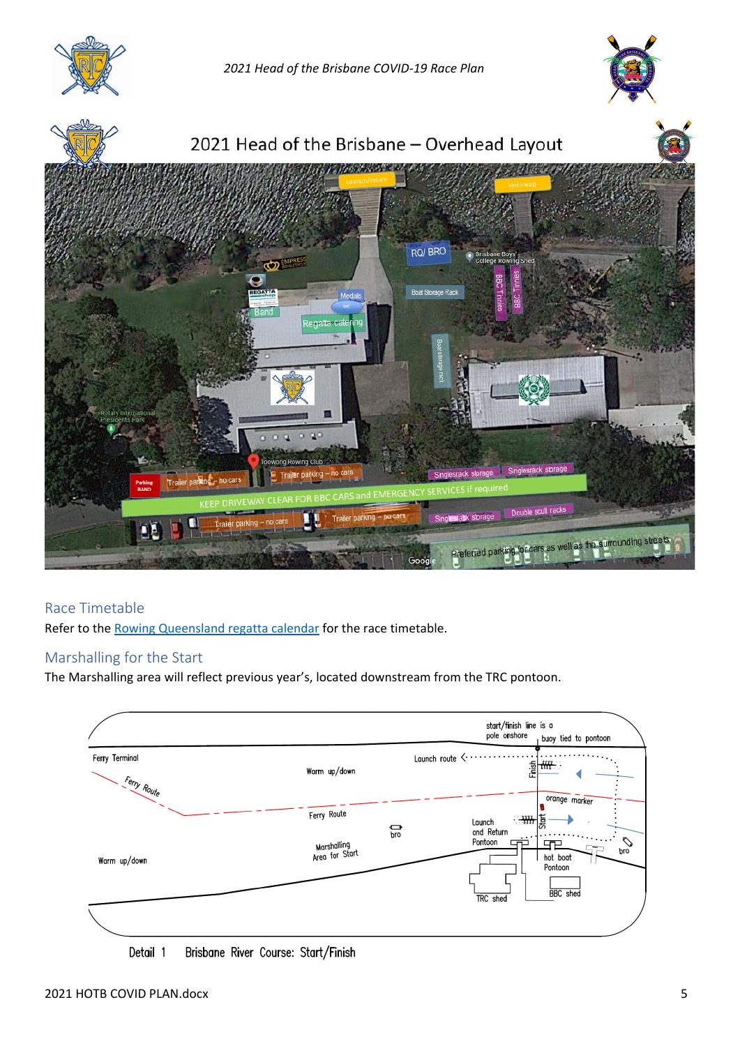## 2021 Head of the Brisbane – Overhead Layout

## Race Timetable

Refer to the Rowing Queensland regatta calendar for the race timetable.

## Marshalling for the Start

The Marshalling area will reflect previous year's, located downstream from the TRC pontoon.

Detail 1 Brisbane River Course: Start/Finish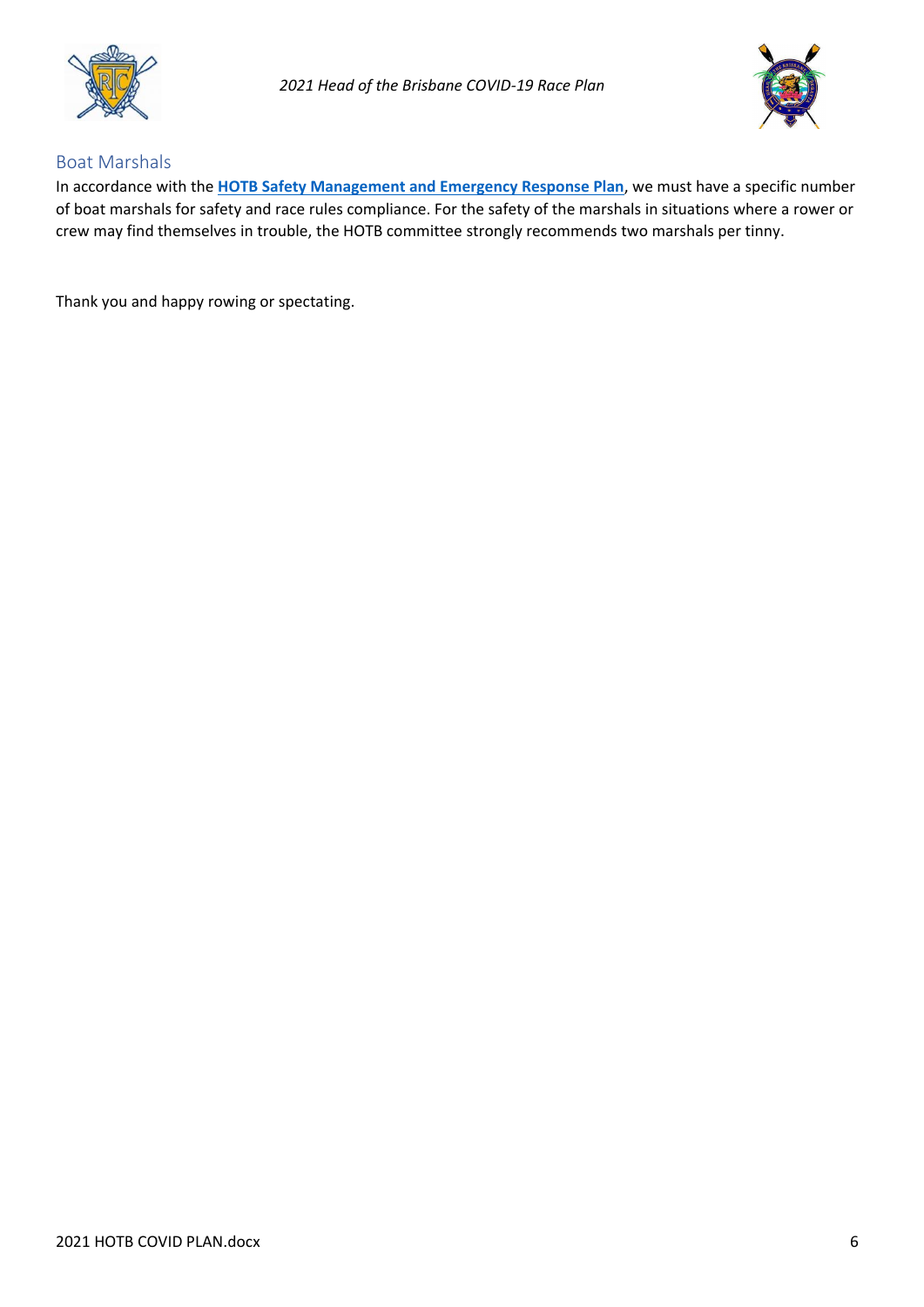## Boat Marshals

In accordance with the **HOTB Safety Management and Emergency Response Plan**, we must have a specific number of boat marshals for safety and race rules compliance. For the safety of the marshals in situations where a rower or crew may find themselves in trouble, the HOTB committee strongly recommends two marshals per tinny.

Thank you and happy rowing or spectating.